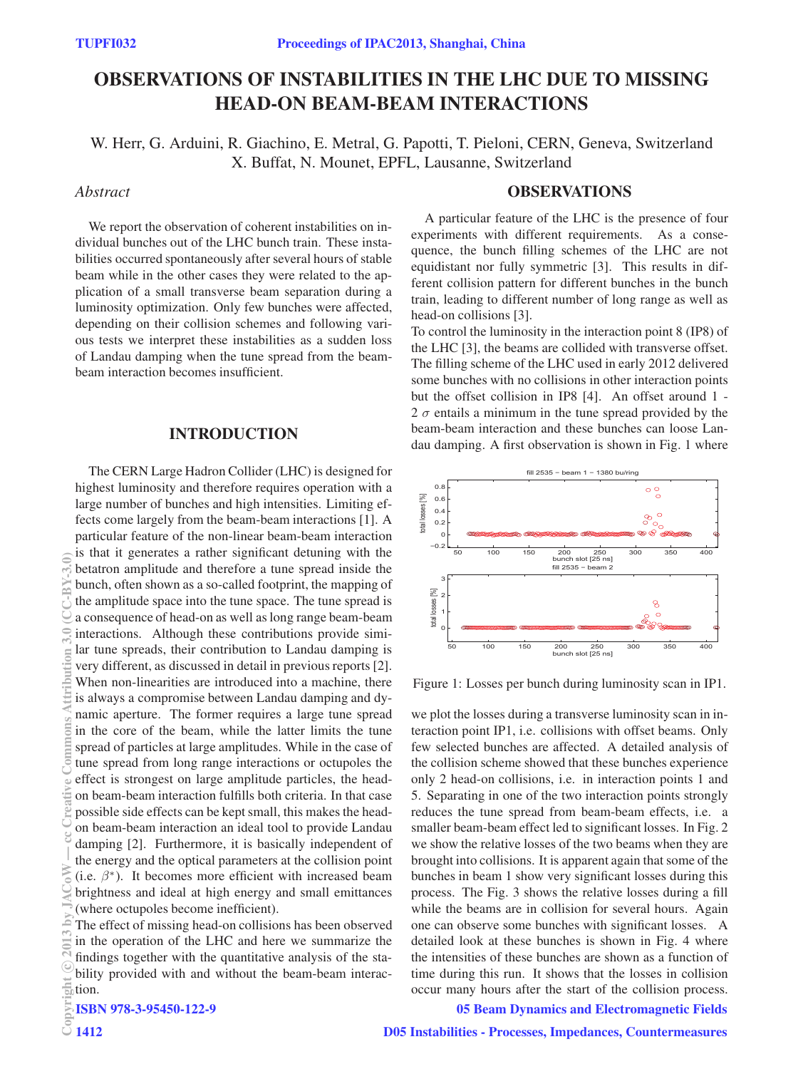# OBSERVATIONS OF INSTABILITIES IN THE LHC DUE TO MISSING HEAD-ON BEAM-BEAM INTERACTIONS

W. Herr, G. Arduini, R. Giachino, E. Metral, G. Papotti, T. Pieloni, CERN, Geneva, Switzerland
X. Buffat, N. Mounet, EPFL, Lausanne, Switzerland

*Abstract*

We report the observation of coherent instabilities on individual bunches out of the LHC bunch train. These instabilities occurred spontaneously after several hours of stable beam while in the other cases they were related to the application of a small transverse beam separation during a luminosity optimization. Only few bunches were affected, depending on their collision schemes and following various tests we interpret these instabilities as a sudden loss of Landau damping when the tune spread from the beam-beam interaction becomes insufficient.

## INTRODUCTION

The CERN Large Hadron Collider (LHC) is designed for highest luminosity and therefore requires operation with a large number of bunches and high intensities. Limiting effects come largely from the beam-beam interactions [1]. A particular feature of the non-linear beam-beam interaction is that it generates a rather significant detuning with the betatron amplitude and therefore a tune spread inside the bunch, often shown as a so-called footprint, the mapping of the amplitude space into the tune space. The tune spread is a consequence of head-on as well as long range beam-beam interactions. Although these contributions provide similar tune spreads, their contribution to Landau damping is very different, as discussed in detail in previous reports [2]. When non-linearities are introduced into a machine, there is always a compromise between Landau damping and dynamic aperture. The former requires a large tune spread in the core of the beam, while the latter limits the tune spread of particles at large amplitudes. While in the case of tune spread from long range interactions or octupoles the effect is strongest on large amplitude particles, the head-on beam-beam interaction fulfills both criteria. In that case possible side effects can be kept small, this makes the head-on beam-beam interaction an ideal tool to provide Landau damping [2]. Furthermore, it is basically independent of the energy and the optical parameters at the collision point (i.e. $\beta^*$). It becomes more efficient with increased beam brightness and ideal at high energy and small emittances (where octupoles become inefficient).

The effect of missing head-on collisions has been observed in the operation of the LHC and here we summarize the findings together with the quantitative analysis of the stability provided with and without the beam-beam interaction.

## OBSERVATIONS

A particular feature of the LHC is the presence of four experiments with different requirements. As a consequence, the bunch filling schemes of the LHC are not equidistant nor fully symmetric [3]. This results in different collision pattern for different bunches in the bunch train, leading to different number of long range as well as head-on collisions [3].

To control the luminosity in the interaction point 8 (IP8) of the LHC [3], the beams are collided with transverse offset. The filling scheme of the LHC used in early 2012 delivered some bunches with no collisions in other interaction points but the offset collision in IP8 [4]. An offset around 1 - 2 $\sigma$ entails a minimum in the tune spread provided by the beam-beam interaction and these bunches can loose Landau damping. A first observation is shown in Fig. 1 where

Figure 1: Losses per bunch during luminosity scan in IP1.

we plot the losses during a transverse luminosity scan in interaction point IP1, i.e. collisions with offset beams. Only few selected bunches are affected. A detailed analysis of the collision scheme showed that these bunches experience only 2 head-on collisions, i.e. in interaction points 1 and 5. Separating in one of the two interaction points strongly reduces the tune spread from beam-beam effects, i.e. a smaller beam-beam effect led to significant losses. In Fig. 2 we show the relative losses of the two beams when they are brought into collisions. It is apparent again that some of the bunches in beam 1 show very significant losses during this process. The Fig. 3 shows the relative losses during a fill while the beams are in collision for several hours. Again one can observe some bunches with significant losses. A detailed look at these bunches is shown in Fig. 4 where the intensities of these bunches are shown as a function of time during this run. It shows that the losses in collision occur many hours after the start of the collision process.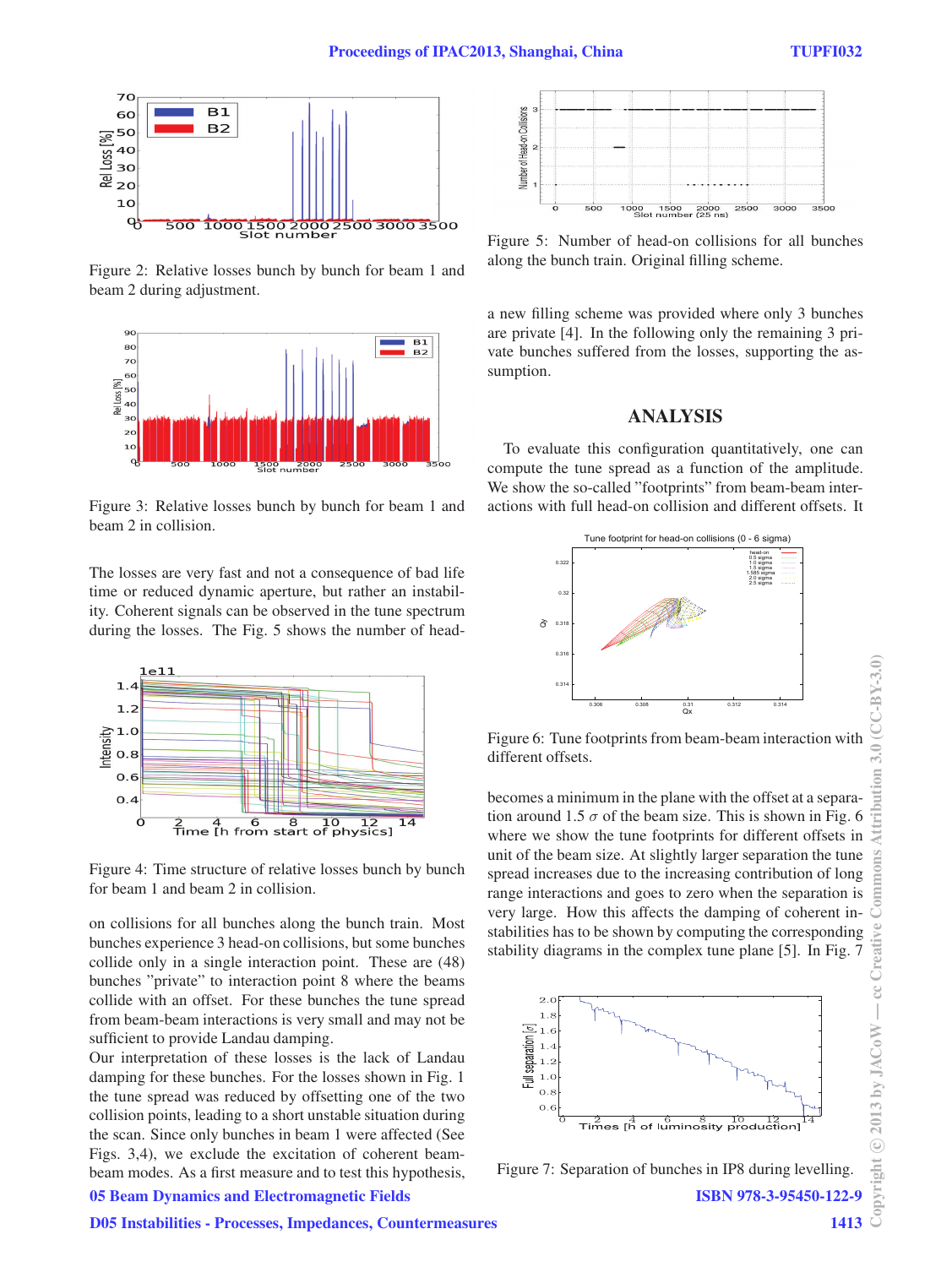Figure 2: Relative losses bunch by bunch for beam 1 and beam 2 during adjustment.

Figure 3: Relative losses bunch by bunch for beam 1 and beam 2 in collision.

The losses are very fast and not a consequence of bad life time or reduced dynamic aperture, but rather an instability. Coherent signals can be observed in the tune spectrum during the losses. The Fig. 5 shows the number of head-on collisions for all bunches along the bunch train. Most bunches experience 3 head-on collisions, but some bunches collide only in a single interaction point. These are (48) bunches "private" to interaction point 8 where the beams collide with an offset. For these bunches the tune spread from beam-beam interactions is very small and may not be sufficient to provide Landau damping.

Figure 4: Time structure of relative losses bunch by bunch for beam 1 and beam 2 in collision.

Our interpretation of these losses is the lack of Landau damping for these bunches. For the losses shown in Fig. 1 the tune spread was reduced by offsetting one of the two collision points, leading to a short unstable situation during the scan. Since only bunches in beam 1 were affected (See Figs. 3,4), we exclude the excitation of coherent beam-beam modes. As a first measure and to test this hypothesis, a new filling scheme was provided where only 3 bunches are private [4]. In the following only the remaining 3 private bunches suffered from the losses, supporting the assumption.

Figure 5: Number of head-on collisions for all bunches along the bunch train. Original filling scheme.

## ANALYSIS

To evaluate this configuration quantitatively, one can compute the tune spread as a function of the amplitude. We show the so-called "footprints" from beam-beam interactions with full head-on collision and different offsets. It becomes a minimum in the plane with the offset at a separation around 1.5 $\sigma$ of the beam size. This is shown in Fig. 6 where we show the tune footprints for different offsets in unit of the beam size. At slightly larger separation the tune spread increases due to the increasing contribution of long range interactions and goes to zero when the separation is very large. How this affects the damping of coherent instabilities has to be shown by computing the corresponding stability diagrams in the complex tune plane [5]. In Fig. 7

Figure 6: Tune footprints from beam-beam interaction with different offsets.

Figure 7: Separation of bunches in IP8 during levelling.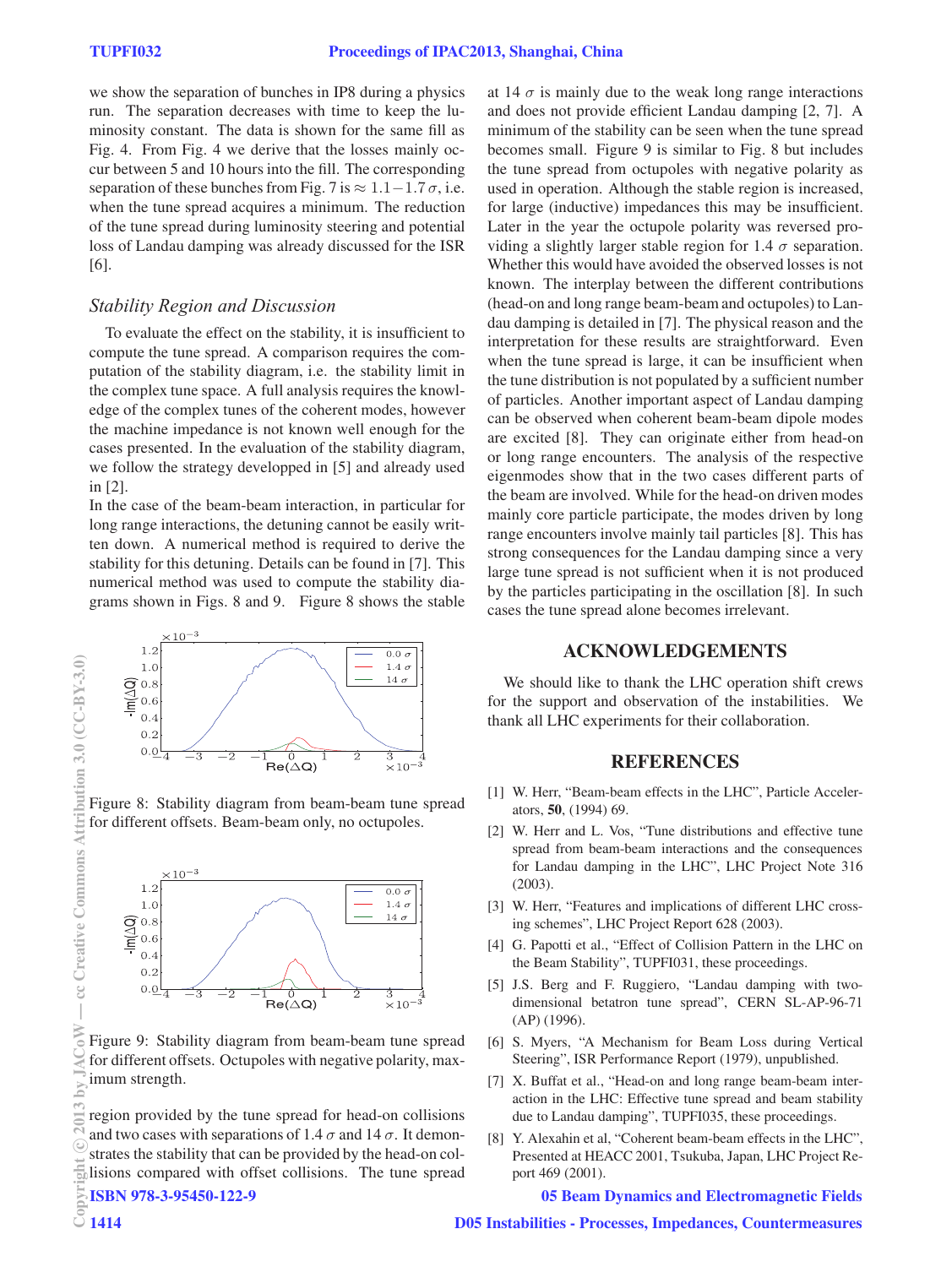we show the separation of bunches in IP8 during a physics run. The separation decreases with time to keep the luminosity constant. The data is shown for the same fill as Fig. 4. From Fig. 4 we derive that the losses mainly occur between 5 and 10 hours into the fill. The corresponding separation of these bunches from Fig. 7 is $\approx 1.1-1.7\,\sigma$, i.e. when the tune spread acquires a minimum. The reduction of the tune spread during luminosity steering and potential loss of Landau damping was already discussed for the ISR [6].

### *Stability Region and Discussion*

To evaluate the effect on the stability, it is insufficient to compute the tune spread. A comparison requires the computation of the stability diagram, i.e. the stability limit in the complex tune space. A full analysis requires the knowledge of the complex tunes of the coherent modes, however the machine impedance is not known well enough for the cases presented. In the evaluation of the stability diagram, we follow the strategy developped in [5] and already used in [2].

In the case of the beam-beam interaction, in particular for long range interactions, the detuning cannot be easily written down. A numerical method is required to derive the stability for this detuning. Details can be found in [7]. This numerical method was used to compute the stability diagrams shown in Figs. 8 and 9. Figure 8 shows the stable region provided by the tune spread for head-on collisions and two cases with separations of 1.4 $\sigma$ and 14 $\sigma$. It demonstrates the stability that can be provided by the head-on collisions compared with offset collisions. The tune spread at 14 $\sigma$ is mainly due to the weak long range interactions and does not provide efficient Landau damping [2, 7]. A minimum of the stability can be seen when the tune spread becomes small. Figure 9 is similar to Fig. 8 but includes the tune spread from octupoles with negative polarity as used in operation. Although the stable region is increased, for large (inductive) impedances this may be insufficient. Later in the year the octupole polarity was reversed providing a slightly larger stable region for 1.4 $\sigma$ separation. Whether this would have avoided the observed losses is not known. The interplay between the different contributions (head-on and long range beam-beam and octupoles) to Landau damping is detailed in [7]. The physical reason and the interpretation for these results are straightforward. Even when the tune spread is large, it can be insufficient when the tune distribution is not populated by a sufficient number of particles. Another important aspect of Landau damping can be observed when coherent beam-beam dipole modes are excited [8]. They can originate either from head-on or long range encounters. The analysis of the respective eigenmodes show that in the two cases different parts of the beam are involved. While for the head-on driven modes mainly core particle participate, the modes driven by long range encounters involve mainly tail particles [8]. This has strong consequences for the Landau damping since a very large tune spread is not sufficient when it is not produced by the particles participating in the oscillation [8]. In such cases the tune spread alone becomes irrelevant.

×10⁻³
1.2
1.0
0.8
0.6
0.4
0.2
0.0
-Im(ΔQ)
−4 −3 −2 −1 0 1 2 3 4
Re(ΔQ) ×10⁻³
0.0 σ
1.4 σ
14 σ

Figure 8: Stability diagram from beam-beam tune spread for different offsets. Beam-beam only, no octupoles.

×10⁻³
1.2
1.0
0.8
0.6
0.4
0.2
0.0
-Im(ΔQ)
−4 −3 −2 −1 0 1 2 3 4
Re(ΔQ) ×10⁻³
0.0 σ
1.4 σ
14 σ

Figure 9: Stability diagram from beam-beam tune spread for different offsets. Octupoles with negative polarity, maximum strength.

## ACKNOWLEDGEMENTS

We should like to thank the LHC operation shift crews for the support and observation of the instabilities. We thank all LHC experiments for their collaboration.

## REFERENCES

[1] W. Herr, "Beam-beam effects in the LHC", Particle Accelerators, **50**, (1994) 69.

[2] W. Herr and L. Vos, "Tune distributions and effective tune spread from beam-beam interactions and the consequences for Landau damping in the LHC", LHC Project Note 316 (2003).

[3] W. Herr, "Features and implications of different LHC crossing schemes", LHC Project Report 628 (2003).

[4] G. Papotti et al., "Effect of Collision Pattern in the LHC on the Beam Stability", TUPFI031, these proceedings.

[5] J.S. Berg and F. Ruggiero, "Landau damping with two-dimensional betatron tune spread", CERN SL-AP-96-71 (AP) (1996).

[6] S. Myers, "A Mechanism for Beam Loss during Vertical Steering", ISR Performance Report (1979), unpublished.

[7] X. Buffat et al., "Head-on and long range beam-beam interaction in the LHC: Effective tune spread and beam stability due to Landau damping", TUPFI035, these proceedings.

[8] Y. Alexahin et al, "Coherent beam-beam effects in the LHC", Presented at HEACC 2001, Tsukuba, Japan, LHC Project Report 469 (2001).